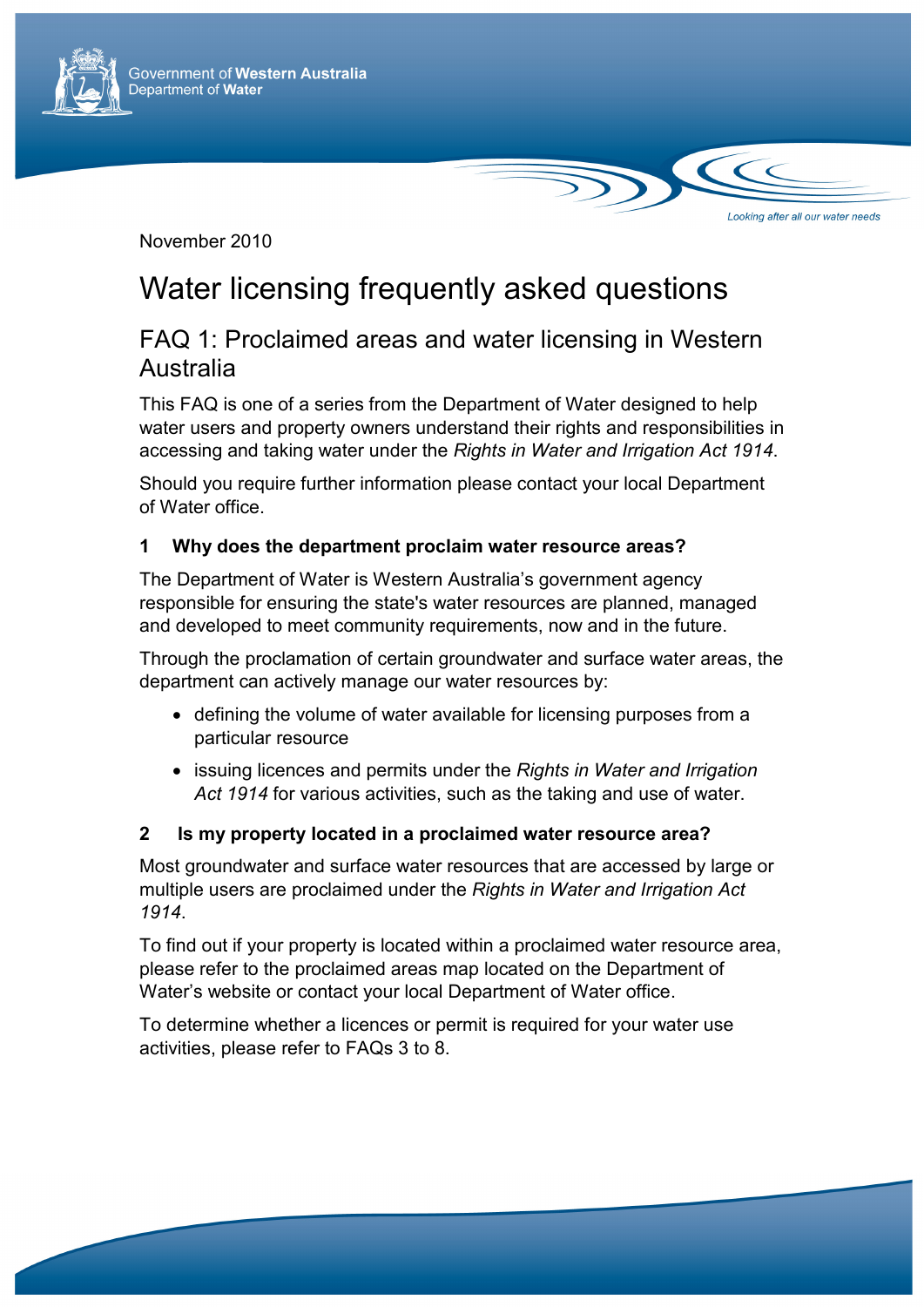Government of **Western Australia**
Department of **Water**

*Looking after all our water needs*

November 2010

# Water licensing frequently asked questions

## FAQ 1: Proclaimed areas and water licensing in Western Australia

This FAQ is one of a series from the Department of Water designed to help water users and property owners understand their rights and responsibilities in accessing and taking water under the *Rights in Water and Irrigation Act 1914*.

Should you require further information please contact your local Department of Water office.

### 1 Why does the department proclaim water resource areas?

The Department of Water is Western Australia's government agency responsible for ensuring the state's water resources are planned, managed and developed to meet community requirements, now and in the future.

Through the proclamation of certain groundwater and surface water areas, the department can actively manage our water resources by:

- defining the volume of water available for licensing purposes from a particular resource
- issuing licences and permits under the *Rights in Water and Irrigation Act 1914* for various activities, such as the taking and use of water.

### 2 Is my property located in a proclaimed water resource area?

Most groundwater and surface water resources that are accessed by large or multiple users are proclaimed under the *Rights in Water and Irrigation Act 1914*.

To find out if your property is located within a proclaimed water resource area, please refer to the proclaimed areas map located on the Department of Water's website or contact your local Department of Water office.

To determine whether a licences or permit is required for your water use activities, please refer to FAQs 3 to 8.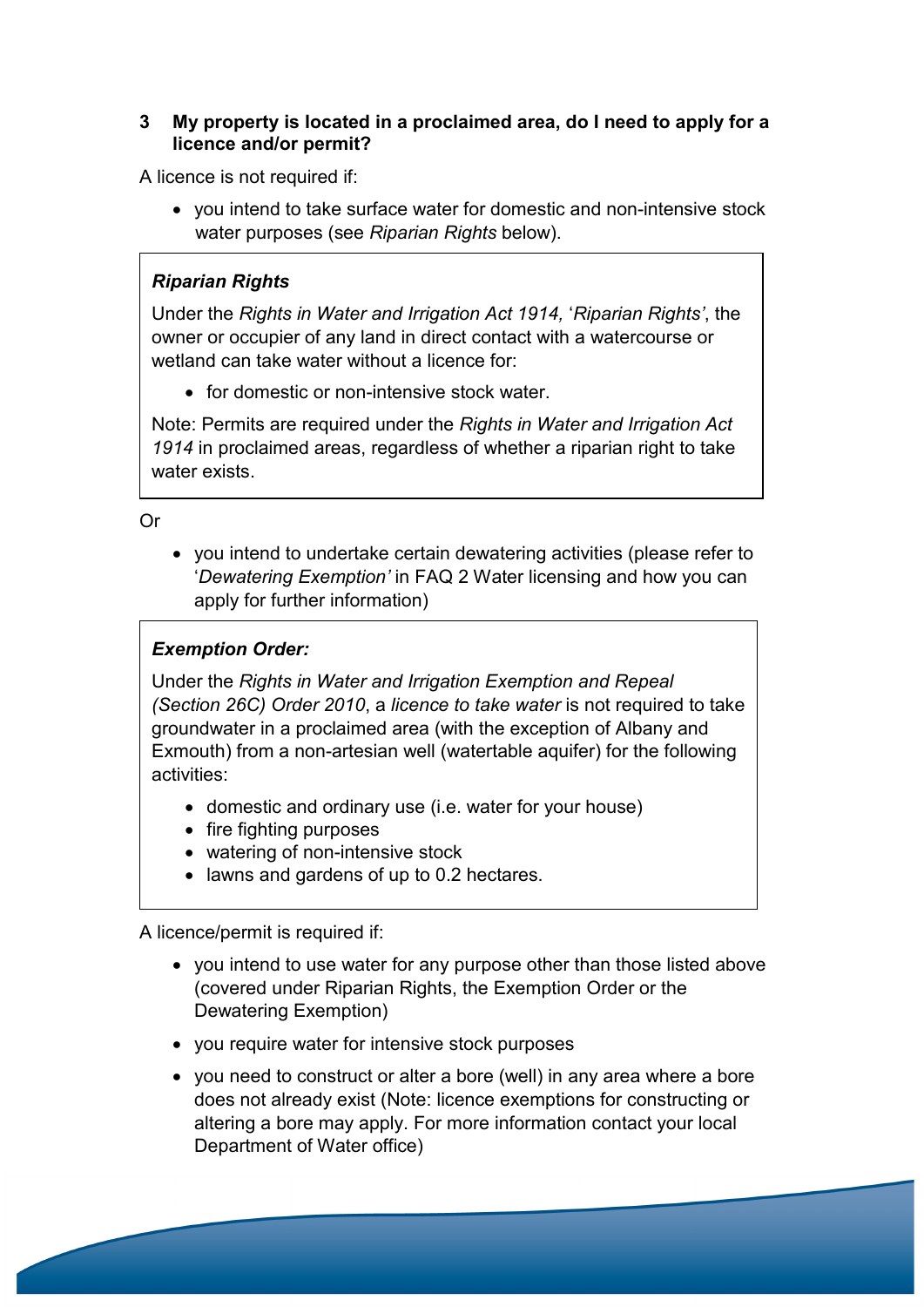### 3 My property is located in a proclaimed area, do I need to apply for a licence and/or permit?

A licence is not required if:

- you intend to take surface water for domestic and non-intensive stock water purposes (see *Riparian Rights* below).

> ***Riparian Rights***
>
> Under the *Rights in Water and Irrigation Act 1914,* '*Riparian Rights'*, the owner or occupier of any land in direct contact with a watercourse or wetland can take water without a licence for:
>
> - for domestic or non-intensive stock water.
>
> Note: Permits are required under the *Rights in Water and Irrigation Act 1914* in proclaimed areas, regardless of whether a riparian right to take water exists.

Or

- you intend to undertake certain dewatering activities (please refer to '*Dewatering Exemption'* in FAQ 2 Water licensing and how you can apply for further information)

> ***Exemption Order:***
>
> Under the *Rights in Water and Irrigation Exemption and Repeal (Section 26C) Order 2010*, a *licence to take water* is not required to take groundwater in a proclaimed area (with the exception of Albany and Exmouth) from a non-artesian well (watertable aquifer) for the following activities:
>
> - domestic and ordinary use (i.e. water for your house)
> - fire fighting purposes
> - watering of non-intensive stock
> - lawns and gardens of up to 0.2 hectares.

A licence/permit is required if:

- you intend to use water for any purpose other than those listed above (covered under Riparian Rights, the Exemption Order or the Dewatering Exemption)
- you require water for intensive stock purposes
- you need to construct or alter a bore (well) in any area where a bore does not already exist (Note: licence exemptions for constructing or altering a bore may apply. For more information contact your local Department of Water office)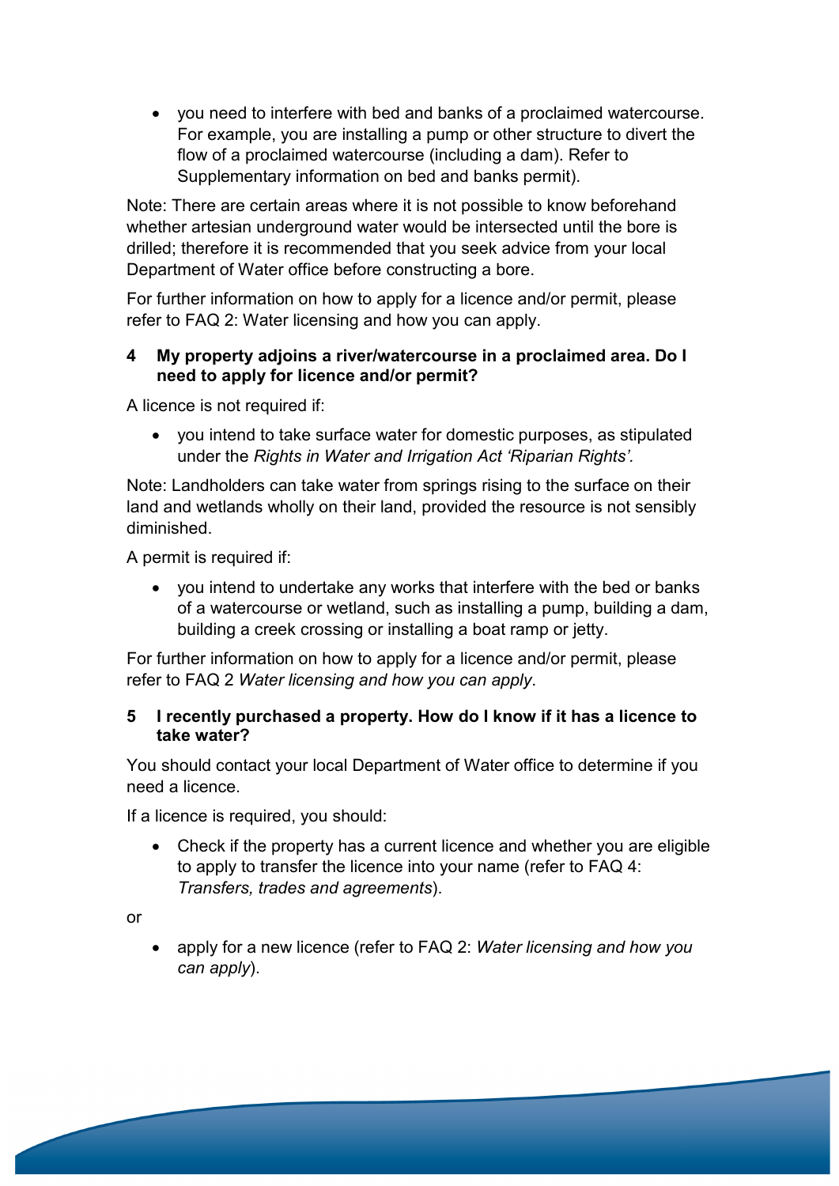- you need to interfere with bed and banks of a proclaimed watercourse. For example, you are installing a pump or other structure to divert the flow of a proclaimed watercourse (including a dam). Refer to Supplementary information on bed and banks permit).

Note: There are certain areas where it is not possible to know beforehand whether artesian underground water would be intersected until the bore is drilled; therefore it is recommended that you seek advice from your local Department of Water office before constructing a bore.

For further information on how to apply for a licence and/or permit, please refer to FAQ 2: Water licensing and how you can apply.

### 4 My property adjoins a river/watercourse in a proclaimed area. Do I need to apply for licence and/or permit?

A licence is not required if:

- you intend to take surface water for domestic purposes, as stipulated under the *Rights in Water and Irrigation Act 'Riparian Rights'.*

Note: Landholders can take water from springs rising to the surface on their land and wetlands wholly on their land, provided the resource is not sensibly diminished.

A permit is required if:

- you intend to undertake any works that interfere with the bed or banks of a watercourse or wetland, such as installing a pump, building a dam, building a creek crossing or installing a boat ramp or jetty.

For further information on how to apply for a licence and/or permit, please refer to FAQ 2 *Water licensing and how you can apply*.

### 5 I recently purchased a property. How do I know if it has a licence to take water?

You should contact your local Department of Water office to determine if you need a licence.

If a licence is required, you should:

- Check if the property has a current licence and whether you are eligible to apply to transfer the licence into your name (refer to FAQ 4: *Transfers, trades and agreements*).

or

- apply for a new licence (refer to FAQ 2: *Water licensing and how you can apply*).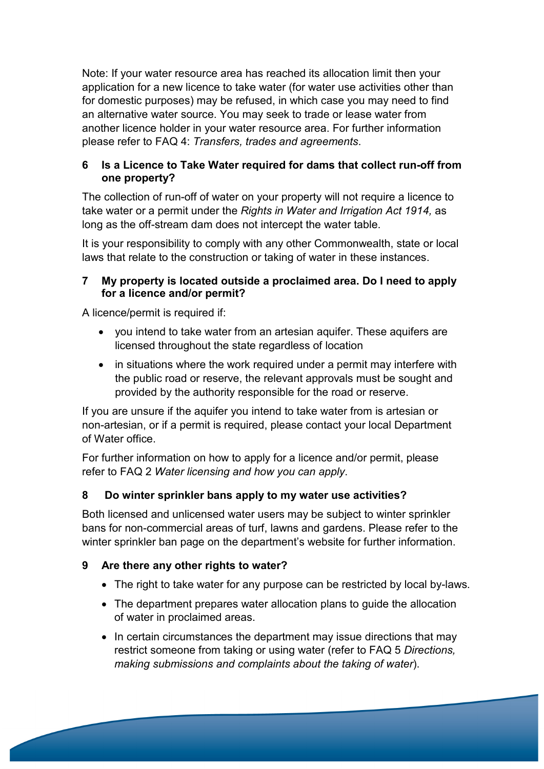Note: If your water resource area has reached its allocation limit then your application for a new licence to take water (for water use activities other than for domestic purposes) may be refused, in which case you may need to find an alternative water source. You may seek to trade or lease water from another licence holder in your water resource area. For further information please refer to FAQ 4: *Transfers, trades and agreements*.

### 6 Is a Licence to Take Water required for dams that collect run-off from one property?

The collection of run-off of water on your property will not require a licence to take water or a permit under the *Rights in Water and Irrigation Act 1914,* as long as the off-stream dam does not intercept the water table.

It is your responsibility to comply with any other Commonwealth, state or local laws that relate to the construction or taking of water in these instances.

### 7 My property is located outside a proclaimed area. Do I need to apply for a licence and/or permit?

A licence/permit is required if:

- you intend to take water from an artesian aquifer. These aquifers are licensed throughout the state regardless of location
- in situations where the work required under a permit may interfere with the public road or reserve, the relevant approvals must be sought and provided by the authority responsible for the road or reserve.

If you are unsure if the aquifer you intend to take water from is artesian or non-artesian, or if a permit is required, please contact your local Department of Water office.

For further information on how to apply for a licence and/or permit, please refer to FAQ 2 *Water licensing and how you can apply*.

### 8 Do winter sprinkler bans apply to my water use activities?

Both licensed and unlicensed water users may be subject to winter sprinkler bans for non-commercial areas of turf, lawns and gardens. Please refer to the winter sprinkler ban page on the department's website for further information.

### 9 Are there any other rights to water?

- The right to take water for any purpose can be restricted by local by-laws.
- The department prepares water allocation plans to guide the allocation of water in proclaimed areas.
- In certain circumstances the department may issue directions that may restrict someone from taking or using water (refer to FAQ 5 *Directions, making submissions and complaints about the taking of water*).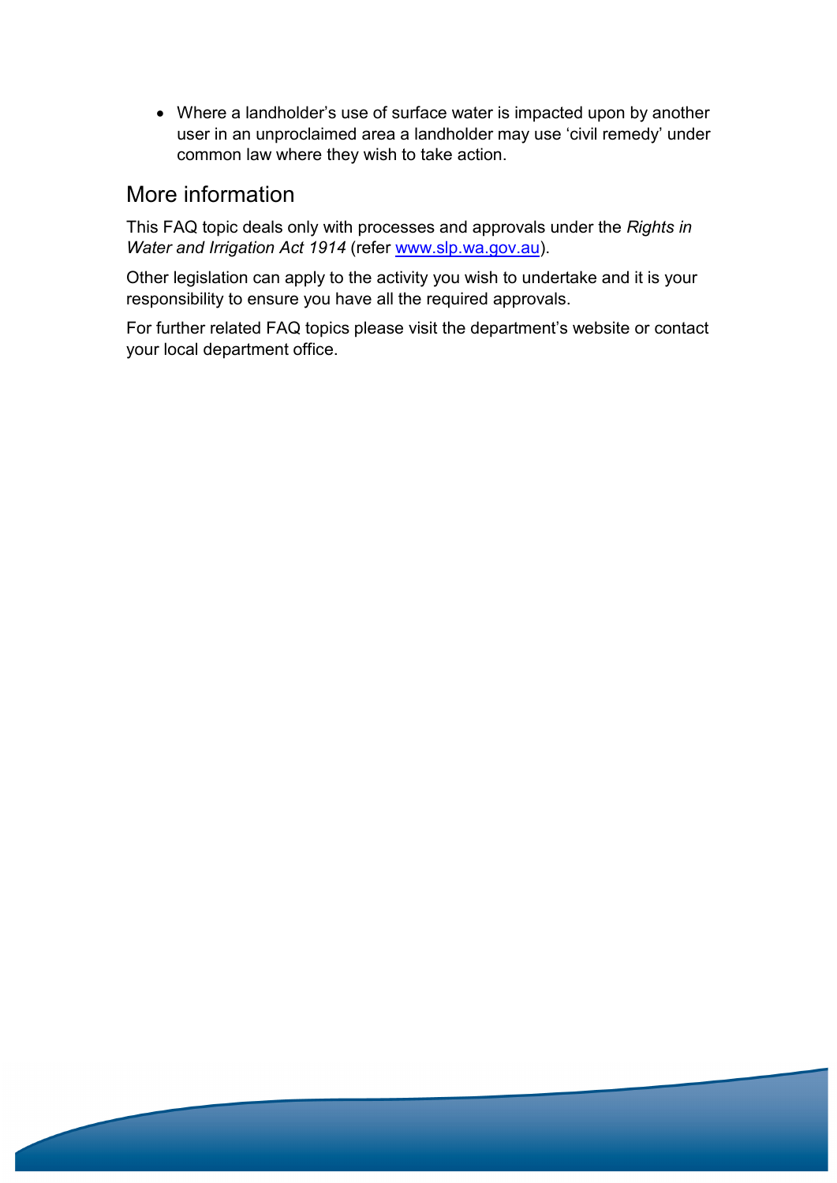- Where a landholder's use of surface water is impacted upon by another user in an unproclaimed area a landholder may use 'civil remedy' under common law where they wish to take action.

## More information

This FAQ topic deals only with processes and approvals under the *Rights in Water and Irrigation Act 1914* (refer [www.slp.wa.gov.au](http://www.slp.wa.gov.au)).

Other legislation can apply to the activity you wish to undertake and it is your responsibility to ensure you have all the required approvals.

For further related FAQ topics please visit the department's website or contact your local department office.